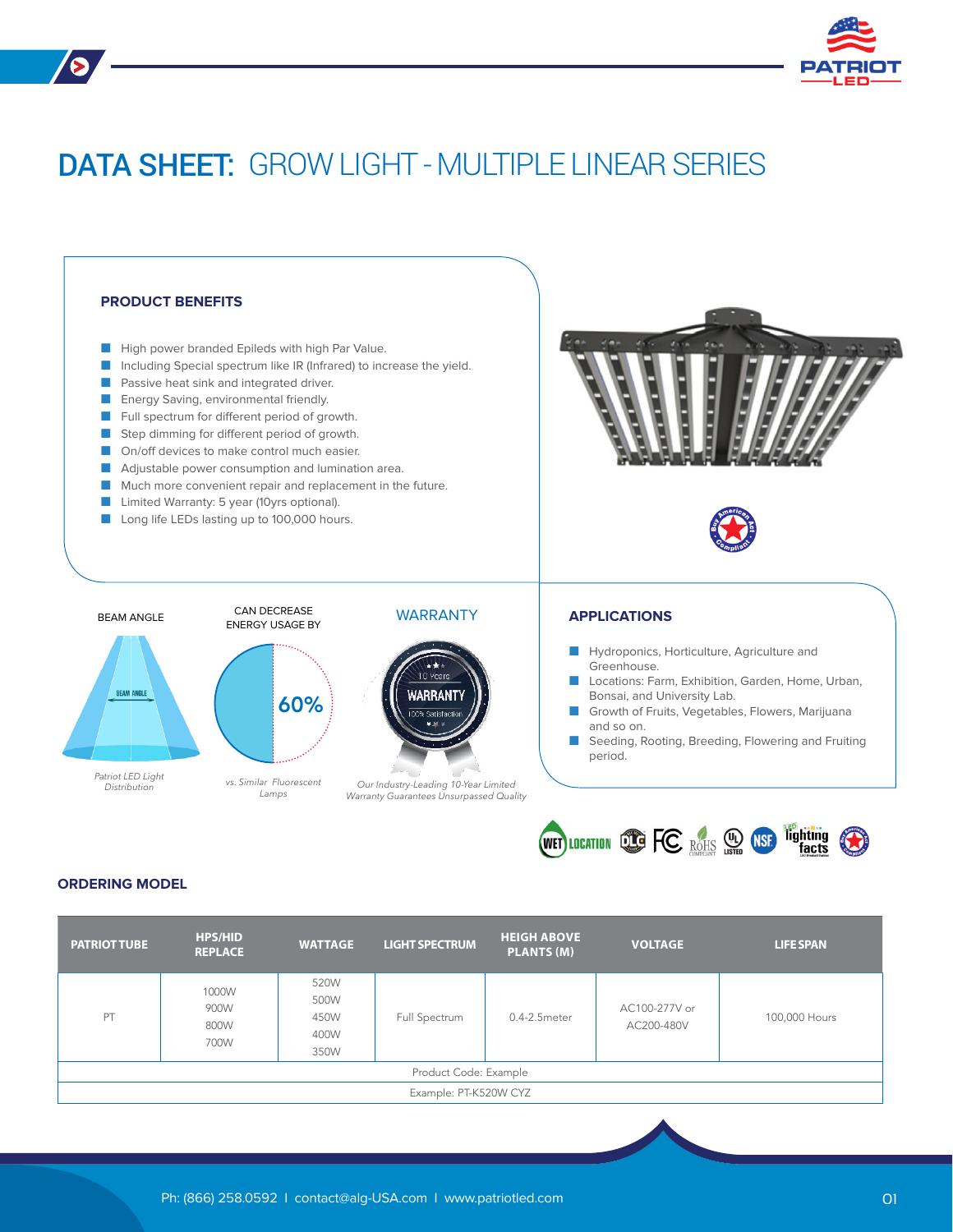# DATA SHEET: GROW LIGHT - MULTIPLE LINEAR SERIES

### PRODUCT BENEFITS

- High power branded Epileds with high Par Value.
- Including Special spectrum like IR (Infrared) to increase the yield.
- Passive heat sink and integrated driver.
- Energy Saving, environmental friendly.
- Full spectrum for different period of growth.
- Step dimming for different period of growth.
- On/off devices to make control much easier.
- Adjustable power consumption and lumination area.
- Much more convenient repair and replacement in the future.
- Limited Warranty: 5 year (10yrs optional).
- Long life LEDs lasting up to 100,000 hours.

BEAM ANGLE

*Patriot LED Light Distribution*

CAN DECREASE ENERGY USAGE BY

60%

*vs. Similar Fluorescent Lamps*

WARRANTY

*Our Industry-Leading 10-Year Limited Warranty Guarantees Unsurpassed Quality*

### APPLICATIONS

- Hydroponics, Horticulture, Agriculture and Greenhouse.
- Locations: Farm, Exhibition, Garden, Home, Urban, Bonsai, and University Lab.
- Growth of Fruits, Vegetables, Flowers, Marijuana and so on.
- Seeding, Rooting, Breeding, Flowering and Fruiting period.

### ORDERING MODEL

| PATRIOT TUBE | HPS/HID REPLACE | WATTAGE | LIGHT SPECTRUM | HEIGH ABOVE PLANTS (M) | VOLTAGE | LIFE SPAN |
|---|---|---|---|---|---|---|
| PT | 1000W<br>900W<br>800W<br>700W | 520W<br>500W<br>450W<br>400W<br>350W | Full Spectrum | 0.4-2.5meter | AC100-277V or AC200-480V | 100,000 Hours |
| Product Code: Example | | | | | | |
| Example: PT-K520W CYZ | | | | | | |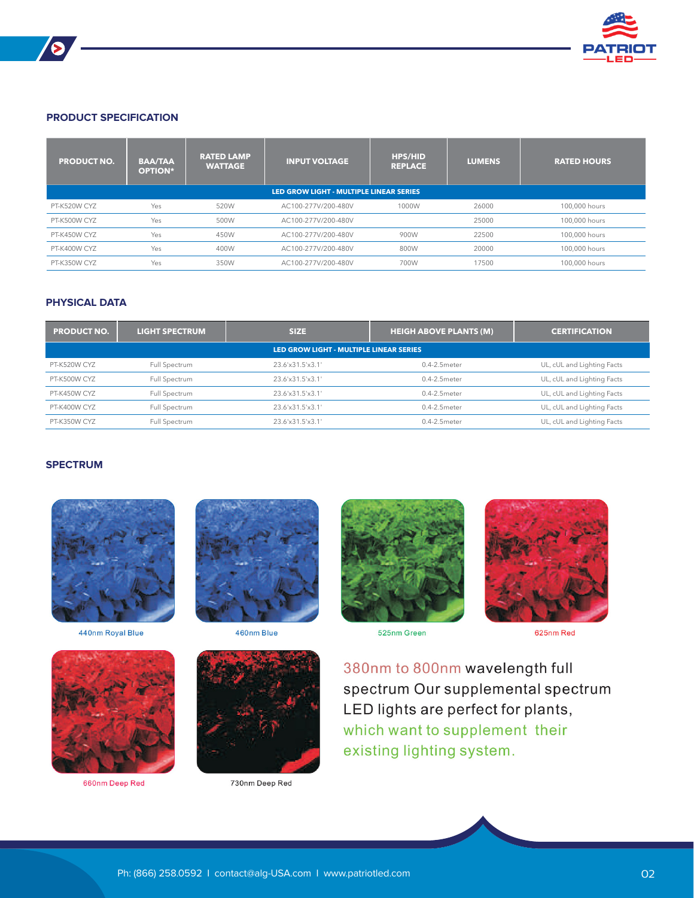## PRODUCT SPECIFICATION

| PRODUCT NO. | BAA/TAA OPTION* | RATED LAMP WATTAGE | INPUT VOLTAGE | HPS/HID REPLACE | LUMENS | RATED HOURS |
|---|---|---|---|---|---|---|
| LED GROW LIGHT - MULTIPLE LINEAR SERIES | | | | | | |
| PT-K520W CYZ | Yes | 520W | AC100-277V/200-480V | 1000W | 26000 | 100,000 hours |
| PT-K500W CYZ | Yes | 500W | AC100-277V/200-480V | | 25000 | 100,000 hours |
| PT-K450W CYZ | Yes | 450W | AC100-277V/200-480V | 900W | 22500 | 100,000 hours |
| PT-K400W CYZ | Yes | 400W | AC100-277V/200-480V | 800W | 20000 | 100,000 hours |
| PT-K350W CYZ | Yes | 350W | AC100-277V/200-480V | 700W | 17500 | 100,000 hours |

## PHYSICAL DATA

| PRODUCT NO. | LIGHT SPECTRUM | SIZE | HEIGH ABOVE PLANTS (M) | CERTIFICATION |
|---|---|---|---|---|
| LED GROW LIGHT - MULTIPLE LINEAR SERIES | | | | |
| PT-K520W CYZ | Full Spectrum | 23.6'x31.5'x3.1' | 0.4-2.5meter | UL, cUL and Lighting Facts |
| PT-K500W CYZ | Full Spectrum | 23.6'x31.5'x3.1' | 0.4-2.5meter | UL, cUL and Lighting Facts |
| PT-K450W CYZ | Full Spectrum | 23.6'x31.5'x3.1' | 0.4-2.5meter | UL, cUL and Lighting Facts |
| PT-K400W CYZ | Full Spectrum | 23.6'x31.5'x3.1' | 0.4-2.5meter | UL, cUL and Lighting Facts |
| PT-K350W CYZ | Full Spectrum | 23.6'x31.5'x3.1' | 0.4-2.5meter | UL, cUL and Lighting Facts |

## SPECTRUM

440nm Royal Blue

460nm Blue

525nm Green

625nm Red

660nm Deep Red

730nm Deep Red

380nm to 800nm wavelength full spectrum Our supplemental spectrum LED lights are perfect for plants, which want to supplement their existing lighting system.

Ph: (866) 258.0592 I contact@alg-USA.com I www.patriotled.com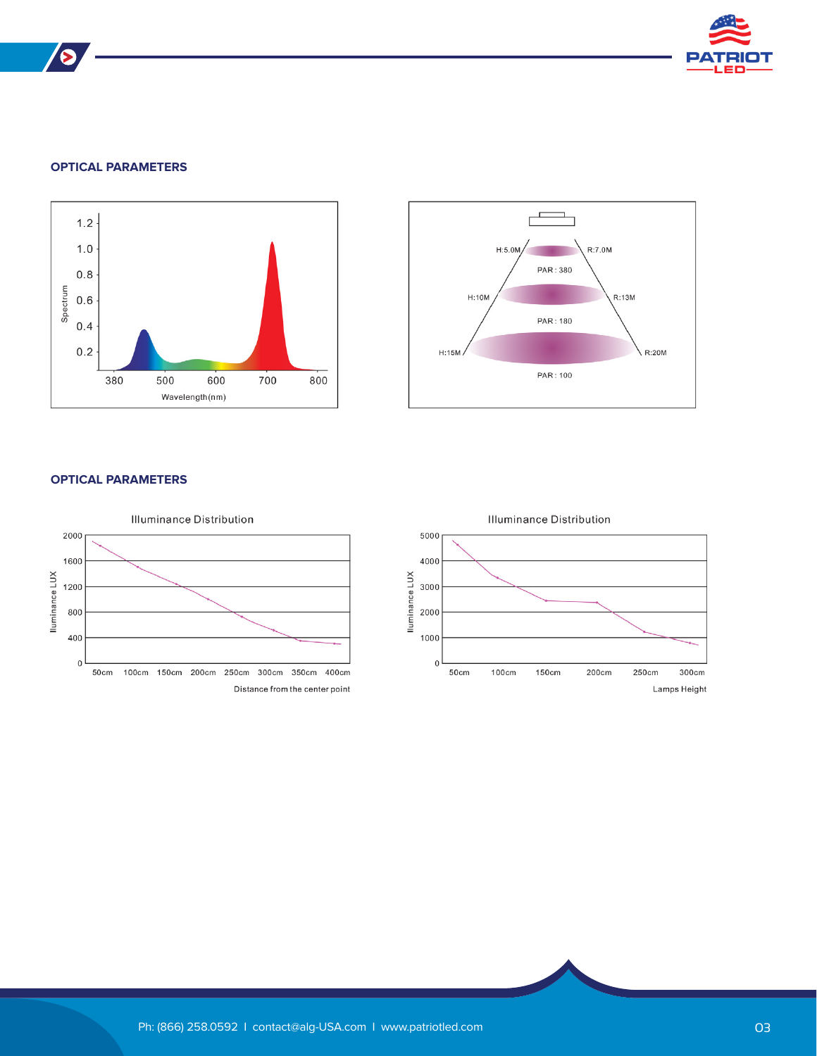### OPTICAL PARAMETERS

1.2
1.0
0.8
0.6
0.4
0.2

Spectrum

380 500 600 700 800

Wavelength(nm)

H:5.0M R:7.0M

PAR : 380

H:10M R:13M

PAR : 180

H:15M R:20M

PAR : 100

### OPTICAL PARAMETERS

Illuminance Distribution

Iluminance LUX

2000
1600
1200
800
400
0

50cm 100cm 150cm 200cm 250cm 300cm 350cm 400cm

Distance from the center point

Illuminance Distribution

Iluminance LUX

5000
4000
3000
2000
1000
0

50cm 100cm 150cm 200cm 250cm 300cm

Lamps Height

Ph: (866) 258.0592 I contact@alg-USA.com I www.patriotled.com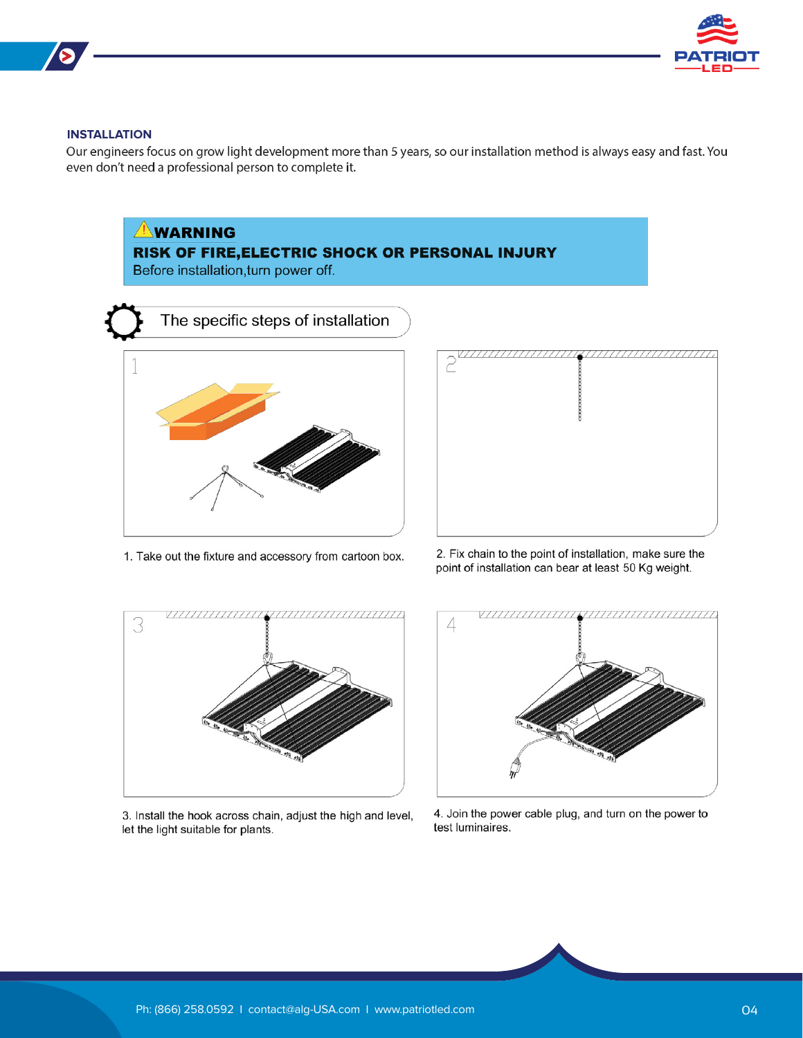## INSTALLATION

Our engineers focus on grow light development more than 5 years, so our installation method is always easy and fast. You even don't need a professional person to complete it.

**⚠WARNING**

**RISK OF FIRE,ELECTRIC SHOCK OR PERSONAL INJURY**

Before installation,turn power off.

### The specific steps of installation

1. Take out the fixture and accessory from cartoon box.

2. Fix chain to the point of installation, make sure the point of installation can bear at least 50 Kg weight.

3. Install the hook across chain, adjust the high and level, let the light suitable for plants.

4. Join the power cable plug, and turn on the power to test luminaires.